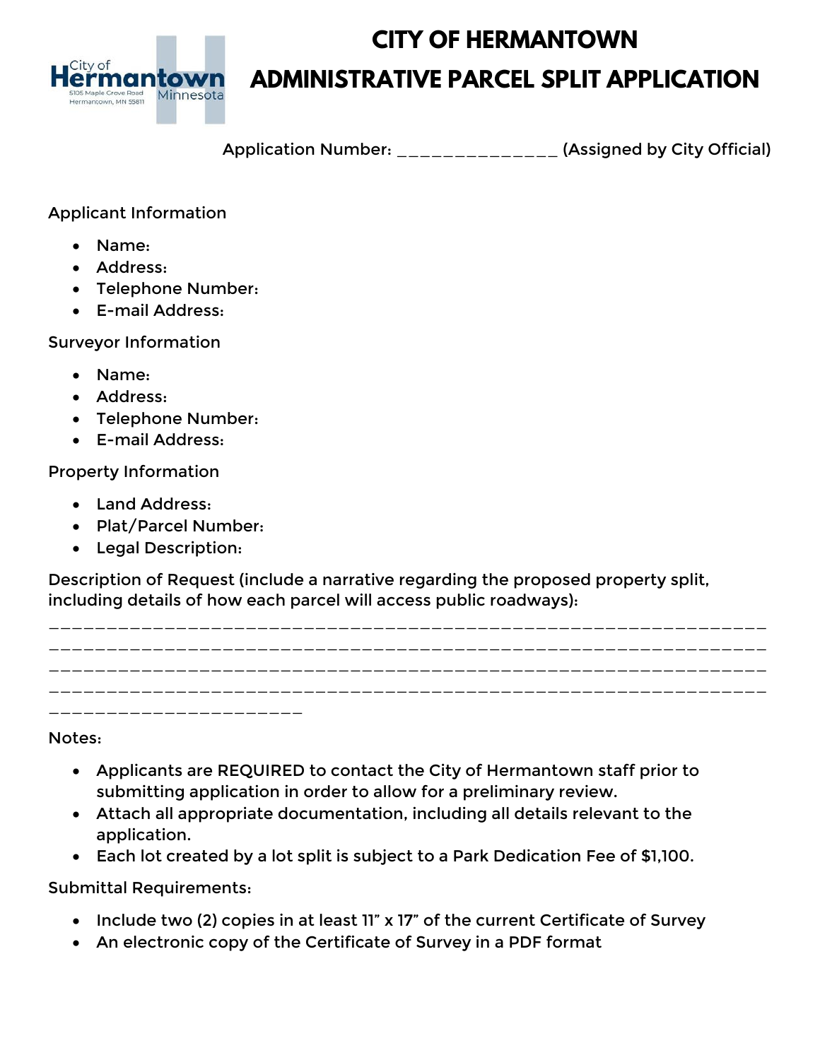# CITY OF HERMANTOWN

# ADMINISTRATIVE PARCEL SPLIT APPLICATION

Application Number: _______________ (Assigned by City Official)

Applicant Information

- Name:
- Address:
- Telephone Number:
- E-mail Address:

Surveyor Information

- Name:
- Address:
- Telephone Number:
- E-mail Address:

Property Information

- Land Address:
- Plat/Parcel Number:
- Legal Description:

Description of Request (include a narrative regarding the proposed property split, including details of how each parcel will access public roadways):

_________________________________________________________________
_________________________________________________________________
_________________________________________________________________
_________________________________________________________________
_______________________

Notes:

- Applicants are REQUIRED to contact the City of Hermantown staff prior to submitting application in order to allow for a preliminary review.
- Attach all appropriate documentation, including all details relevant to the application.
- Each lot created by a lot split is subject to a Park Dedication Fee of $1,100.

Submittal Requirements:

- Include two (2) copies in at least 11" x 17" of the current Certificate of Survey
- An electronic copy of the Certificate of Survey in a PDF format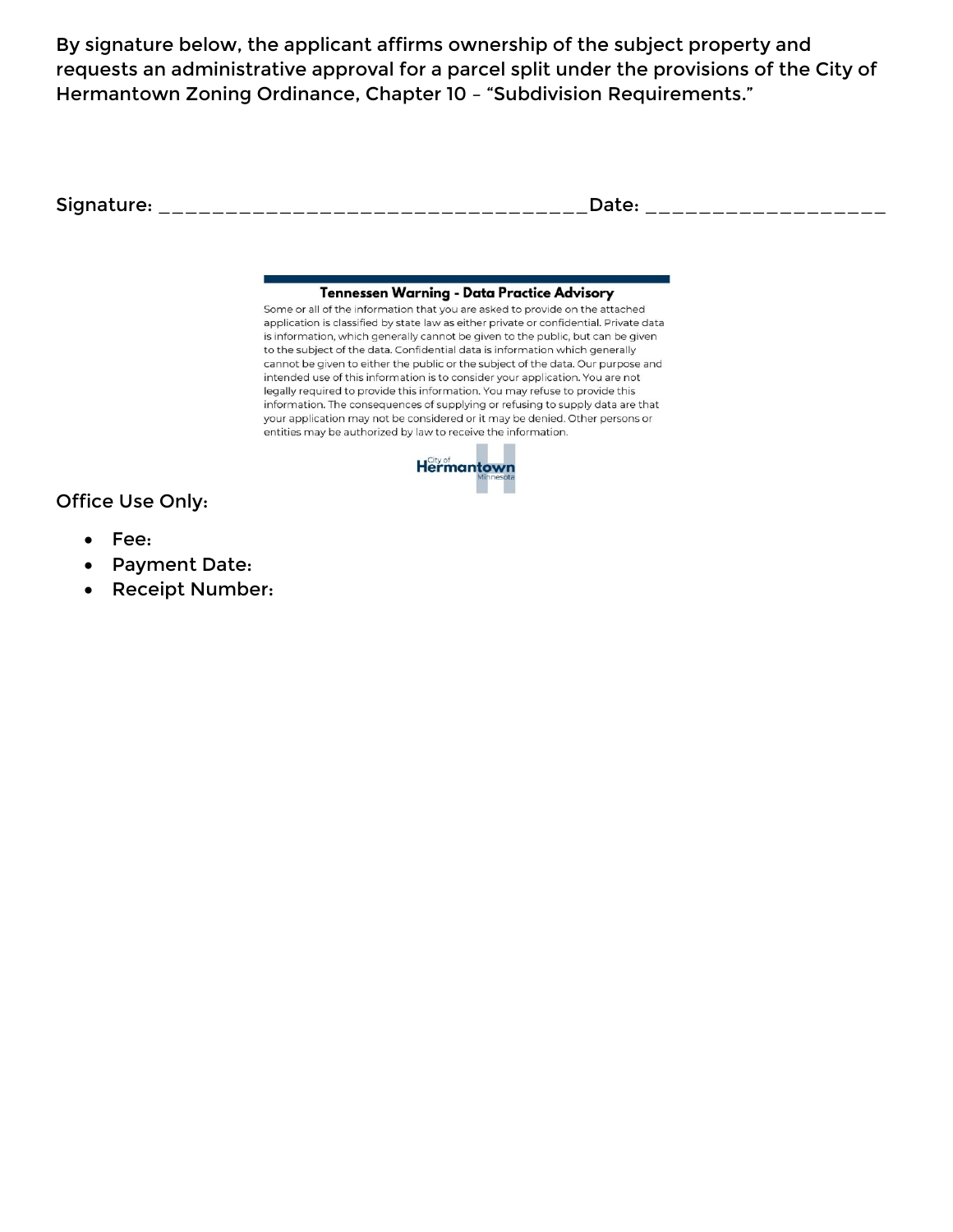By signature below, the applicant affirms ownership of the subject property and requests an administrative approval for a parcel split under the provisions of the City of Hermantown Zoning Ordinance, Chapter 10 – "Subdivision Requirements."

Signature: \_\_\_\_\_\_\_\_\_\_\_\_\_\_\_\_\_\_\_\_\_\_\_\_\_\_\_\_\_\_\_\_\_\_\_Date: \_\_\_\_\_\_\_\_\_\_\_\_\_\_\_\_\_\_\_\_

**Tennessen Warning - Data Practice Advisory**

Some or all of the information that you are asked to provide on the attached application is classified by state law as either private or confidential. Private data is information, which generally cannot be given to the public, but can be given to the subject of the data. Confidential data is information which generally cannot be given to either the public or the subject of the data. Our purpose and intended use of this information is to consider your application. You are not legally required to provide this information. You may refuse to provide this information. The consequences of supplying or refusing to supply data are that your application may not be considered or it may be denied. Other persons or entities may be authorized by law to receive the information.

City of Hermantown Minnesota

Office Use Only:

- Fee:
- Payment Date:
- Receipt Number: